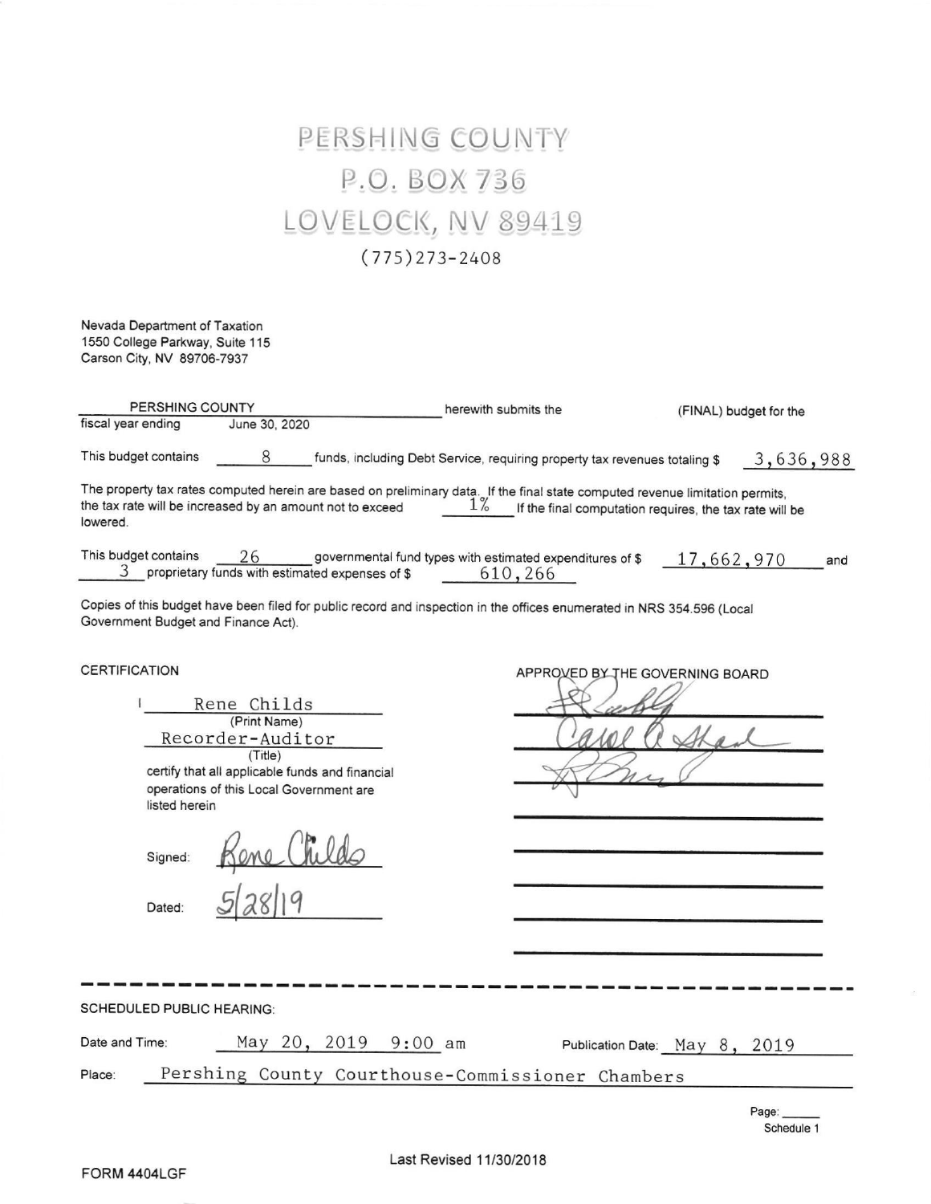# PERSHING COUNTY
# P.O. BOX 736
# LOVELOCK, NV 89419

(775)273-2408

Nevada Department of Taxation
1550 College Parkway, Suite 115
Carson City, NV 89706-7937

PERSHING COUNTY herewith submits the (FINAL) budget for the fiscal year ending June 30, 2020

This budget contains 8 funds, including Debt Service, requiring property tax revenues totaling $ 3,636,988

The property tax rates computed herein are based on preliminary data. If the final state computed revenue limitation permits, the tax rate will be increased by an amount not to exceed 1% If the final computation requires, the tax rate will be lowered.

This budget contains 26 governmental fund types with estimated expenditures of $ 17,662,970 and 3 proprietary funds with estimated expenses of $ 610,266

Copies of this budget have been filed for public record and inspection in the offices enumerated in NRS 354.596 (Local Government Budget and Finance Act).

CERTIFICATION

I Rene Childs
(Print Name)
Recorder-Auditor
(Title)
certify that all applicable funds and financial operations of this Local Government are listed herein

Signed: Rene Childs

Dated: 5/28/19

APPROVED BY THE GOVERNING BOARD

[signature]
Carol A Shank
[signature]

SCHEDULED PUBLIC HEARING:

Date and Time: May 20, 2019 9:00 am

Publication Date: May 8, 2019

Place: Pershing County Courthouse-Commissioner Chambers

Schedule 1

FORM 4404LGF

Last Revised 11/30/2018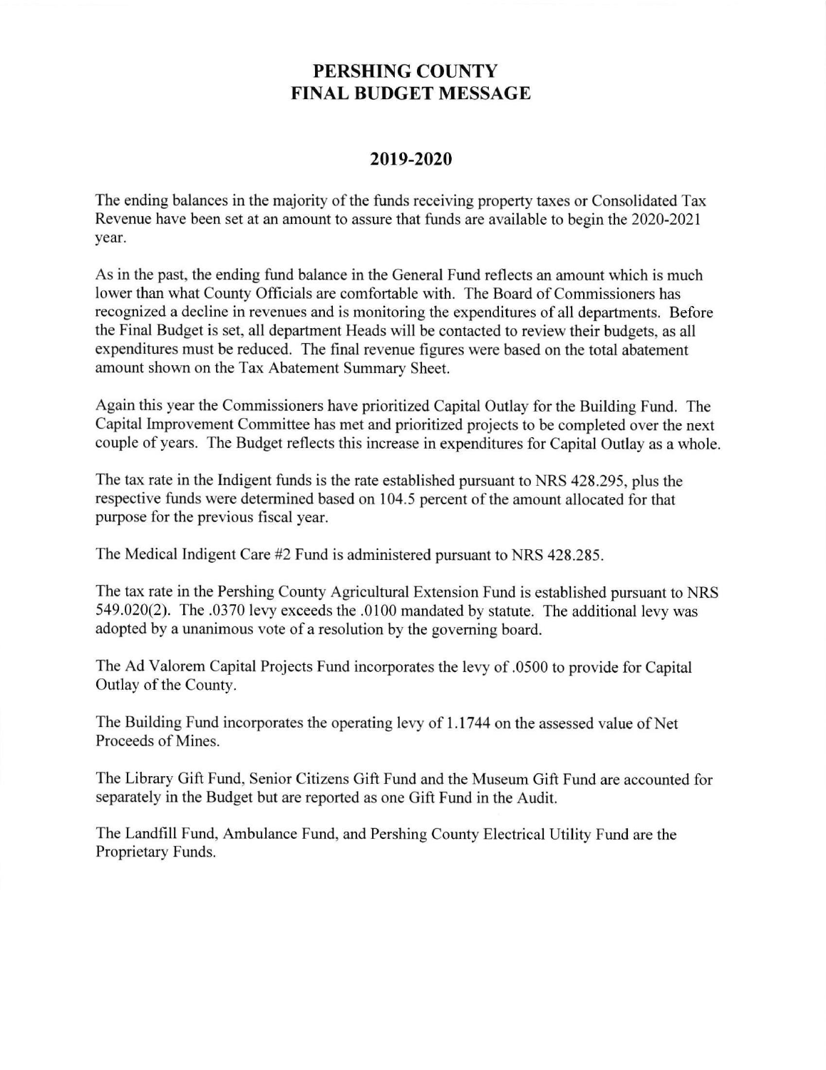# PERSHING COUNTY
# FINAL BUDGET MESSAGE

## 2019-2020

The ending balances in the majority of the funds receiving property taxes or Consolidated Tax Revenue have been set at an amount to assure that funds are available to begin the 2020-2021 year.

As in the past, the ending fund balance in the General Fund reflects an amount which is much lower than what County Officials are comfortable with. The Board of Commissioners has recognized a decline in revenues and is monitoring the expenditures of all departments. Before the Final Budget is set, all department Heads will be contacted to review their budgets, as all expenditures must be reduced. The final revenue figures were based on the total abatement amount shown on the Tax Abatement Summary Sheet.

Again this year the Commissioners have prioritized Capital Outlay for the Building Fund. The Capital Improvement Committee has met and prioritized projects to be completed over the next couple of years. The Budget reflects this increase in expenditures for Capital Outlay as a whole.

The tax rate in the Indigent funds is the rate established pursuant to NRS 428.295, plus the respective funds were determined based on 104.5 percent of the amount allocated for that purpose for the previous fiscal year.

The Medical Indigent Care #2 Fund is administered pursuant to NRS 428.285.

The tax rate in the Pershing County Agricultural Extension Fund is established pursuant to NRS 549.020(2). The .0370 levy exceeds the .0100 mandated by statute. The additional levy was adopted by a unanimous vote of a resolution by the governing board.

The Ad Valorem Capital Projects Fund incorporates the levy of .0500 to provide for Capital Outlay of the County.

The Building Fund incorporates the operating levy of 1.1744 on the assessed value of Net Proceeds of Mines.

The Library Gift Fund, Senior Citizens Gift Fund and the Museum Gift Fund are accounted for separately in the Budget but are reported as one Gift Fund in the Audit.

The Landfill Fund, Ambulance Fund, and Pershing County Electrical Utility Fund are the Proprietary Funds.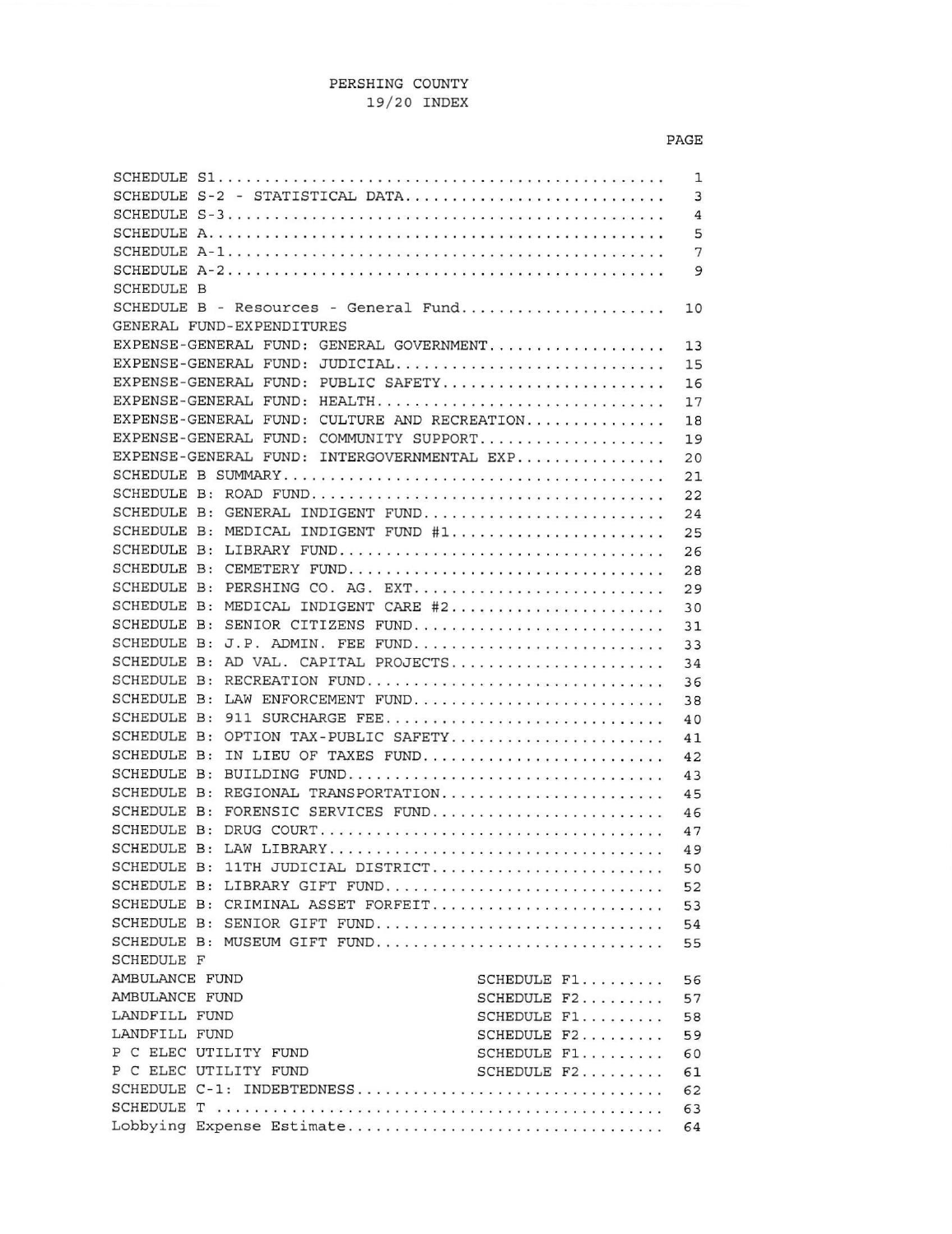# PERSHING COUNTY
## 19/20 INDEX

| | | PAGE |
|---|---|---|
| SCHEDULE S1 | | 1 |
| SCHEDULE S-2 - STATISTICAL DATA | | 3 |
| SCHEDULE S-3 | | 4 |
| SCHEDULE A | | 5 |
| SCHEDULE A-1 | | 7 |
| SCHEDULE A-2 | | 9 |
| SCHEDULE B | | |
| SCHEDULE B - Resources - General Fund | | 10 |
| GENERAL FUND-EXPENDITURES | | |
| EXPENSE-GENERAL FUND: GENERAL GOVERNMENT | | 13 |
| EXPENSE-GENERAL FUND: JUDICIAL | | 15 |
| EXPENSE-GENERAL FUND: PUBLIC SAFETY | | 16 |
| EXPENSE-GENERAL FUND: HEALTH | | 17 |
| EXPENSE-GENERAL FUND: CULTURE AND RECREATION | | 18 |
| EXPENSE-GENERAL FUND: COMMUNITY SUPPORT | | 19 |
| EXPENSE-GENERAL FUND: INTERGOVERNMENTAL EXP | | 20 |
| SCHEDULE B SUMMARY | | 21 |
| SCHEDULE B: ROAD FUND | | 22 |
| SCHEDULE B: GENERAL INDIGENT FUND | | 24 |
| SCHEDULE B: MEDICAL INDIGENT FUND #1 | | 25 |
| SCHEDULE B: LIBRARY FUND | | 26 |
| SCHEDULE B: CEMETERY FUND | | 28 |
| SCHEDULE B: PERSHING CO. AG. EXT | | 29 |
| SCHEDULE B: MEDICAL INDIGENT CARE #2 | | 30 |
| SCHEDULE B: SENIOR CITIZENS FUND | | 31 |
| SCHEDULE B: J.P. ADMIN. FEE FUND | | 33 |
| SCHEDULE B: AD VAL. CAPITAL PROJECTS | | 34 |
| SCHEDULE B: RECREATION FUND | | 36 |
| SCHEDULE B: LAW ENFORCEMENT FUND | | 38 |
| SCHEDULE B: 911 SURCHARGE FEE | | 40 |
| SCHEDULE B: OPTION TAX-PUBLIC SAFETY | | 41 |
| SCHEDULE B: IN LIEU OF TAXES FUND | | 42 |
| SCHEDULE B: BUILDING FUND | | 43 |
| SCHEDULE B: REGIONAL TRANSPORTATION | | 45 |
| SCHEDULE B: FORENSIC SERVICES FUND | | 46 |
| SCHEDULE B: DRUG COURT | | 47 |
| SCHEDULE B: LAW LIBRARY | | 49 |
| SCHEDULE B: 11TH JUDICIAL DISTRICT | | 50 |
| SCHEDULE B: LIBRARY GIFT FUND | | 52 |
| SCHEDULE B: CRIMINAL ASSET FORFEIT | | 53 |
| SCHEDULE B: SENIOR GIFT FUND | | 54 |
| SCHEDULE B: MUSEUM GIFT FUND | | 55 |
| SCHEDULE F | | |
| AMBULANCE FUND | SCHEDULE F1 | 56 |
| AMBULANCE FUND | SCHEDULE F2 | 57 |
| LANDFILL FUND | SCHEDULE F1 | 58 |
| LANDFILL FUND | SCHEDULE F2 | 59 |
| P C ELEC UTILITY FUND | SCHEDULE F1 | 60 |
| P C ELEC UTILITY FUND | SCHEDULE F2 | 61 |
| SCHEDULE C-1: INDEBTEDNESS | | 62 |
| SCHEDULE T | | 63 |
| Lobbying Expense Estimate | | 64 |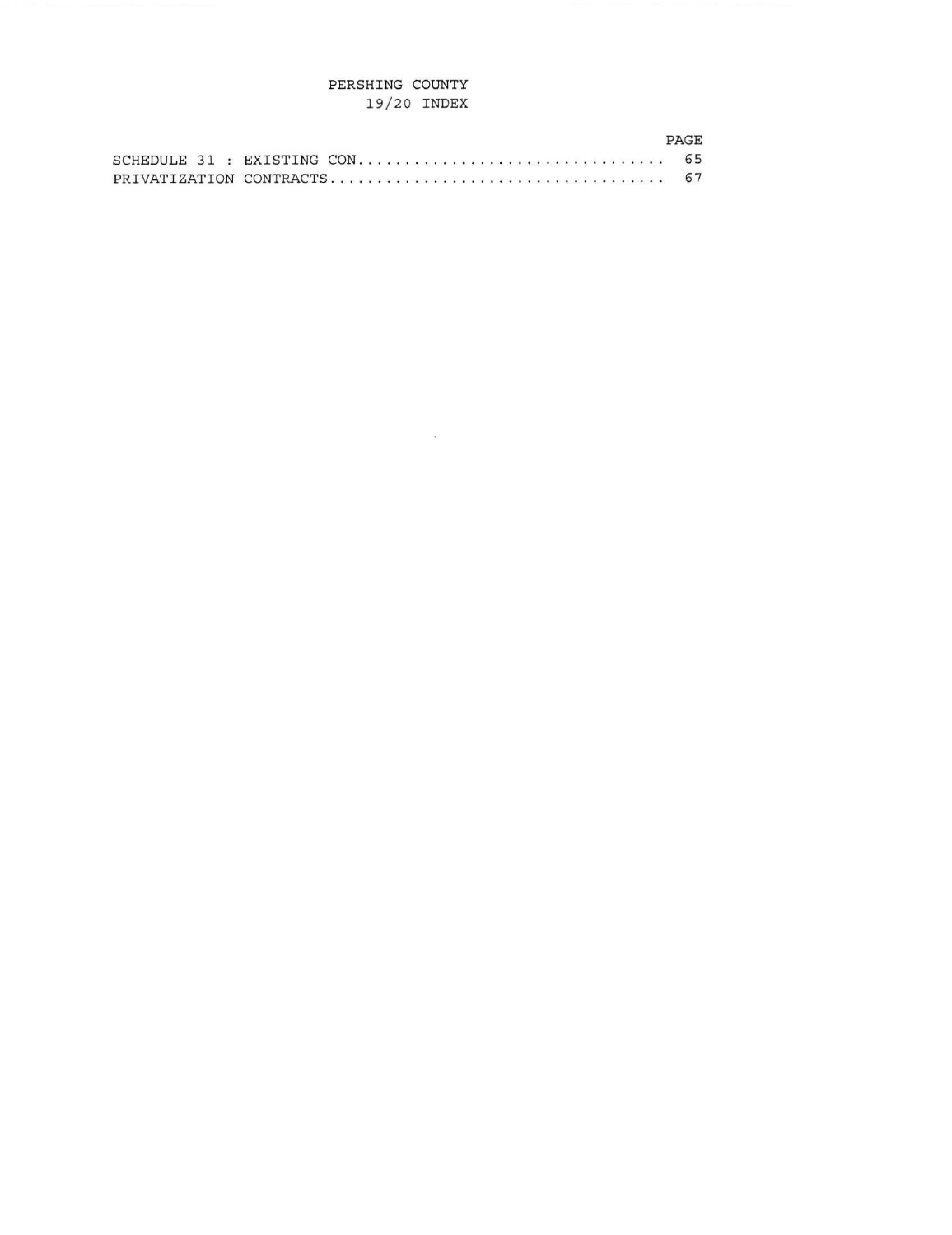# PERSHING COUNTY
## 19/20 INDEX

| | PAGE |
|---|---|
| SCHEDULE 31 : EXISTING CON.................................. | 65 |
| PRIVATIZATION CONTRACTS.................................... | 67 |